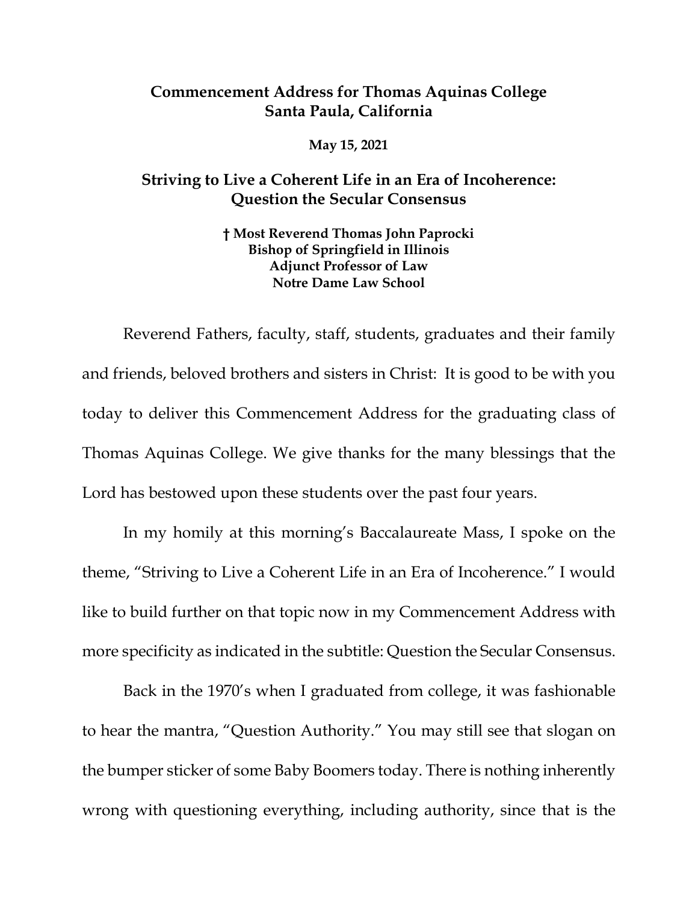# Commencement Address for Thomas Aquinas College
# Santa Paula, California

**May 15, 2021**

## Striving to Live a Coherent Life in an Era of Incoherence: Question the Secular Consensus

**† Most Reverend Thomas John Paprocki**
**Bishop of Springfield in Illinois**
**Adjunct Professor of Law**
**Notre Dame Law School**

Reverend Fathers, faculty, staff, students, graduates and their family and friends, beloved brothers and sisters in Christ: It is good to be with you today to deliver this Commencement Address for the graduating class of Thomas Aquinas College. We give thanks for the many blessings that the Lord has bestowed upon these students over the past four years.

In my homily at this morning's Baccalaureate Mass, I spoke on the theme, "Striving to Live a Coherent Life in an Era of Incoherence." I would like to build further on that topic now in my Commencement Address with more specificity as indicated in the subtitle: Question the Secular Consensus.

Back in the 1970's when I graduated from college, it was fashionable to hear the mantra, "Question Authority." You may still see that slogan on the bumper sticker of some Baby Boomers today. There is nothing inherently wrong with questioning everything, including authority, since that is the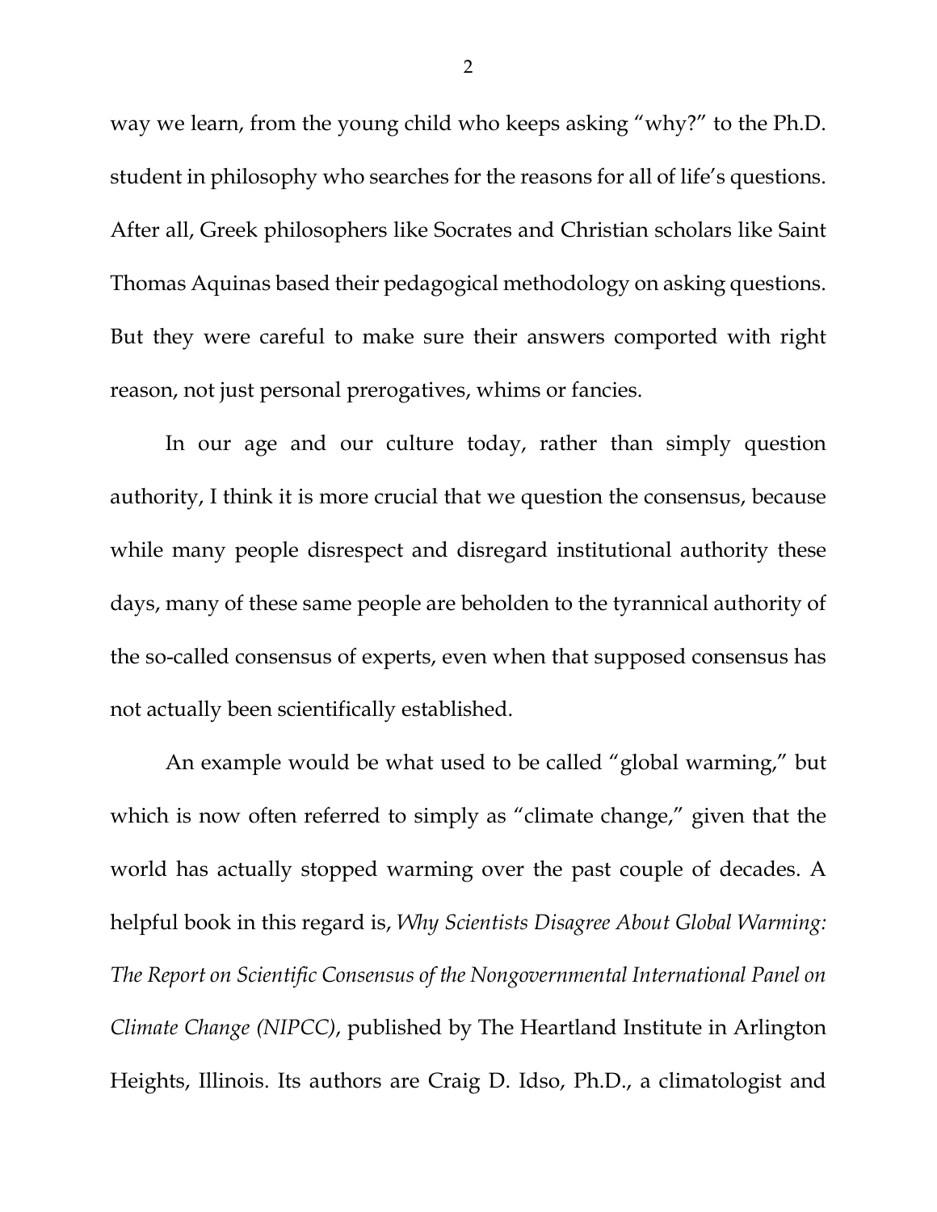way we learn, from the young child who keeps asking "why?" to the Ph.D. student in philosophy who searches for the reasons for all of life's questions. After all, Greek philosophers like Socrates and Christian scholars like Saint Thomas Aquinas based their pedagogical methodology on asking questions. But they were careful to make sure their answers comported with right reason, not just personal prerogatives, whims or fancies.

In our age and our culture today, rather than simply question authority, I think it is more crucial that we question the consensus, because while many people disrespect and disregard institutional authority these days, many of these same people are beholden to the tyrannical authority of the so-called consensus of experts, even when that supposed consensus has not actually been scientifically established.

An example would be what used to be called "global warming," but which is now often referred to simply as "climate change," given that the world has actually stopped warming over the past couple of decades. A helpful book in this regard is, *Why Scientists Disagree About Global Warming: The Report on Scientific Consensus of the Nongovernmental International Panel on Climate Change (NIPCC)*, published by The Heartland Institute in Arlington Heights, Illinois. Its authors are Craig D. Idso, Ph.D., a climatologist and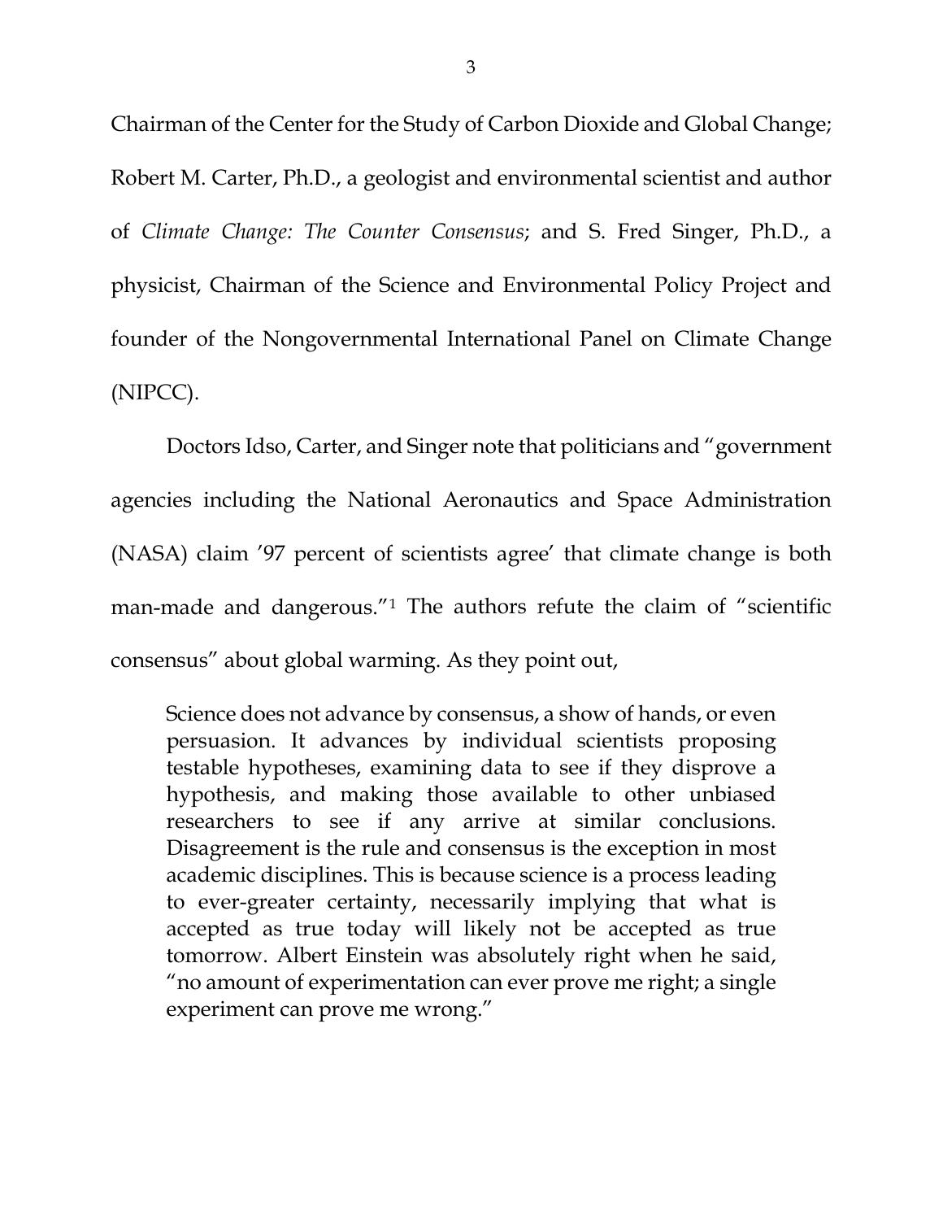Chairman of the Center for the Study of Carbon Dioxide and Global Change; Robert M. Carter, Ph.D., a geologist and environmental scientist and author of *Climate Change: The Counter Consensus*; and S. Fred Singer, Ph.D., a physicist, Chairman of the Science and Environmental Policy Project and founder of the Nongovernmental International Panel on Climate Change (NIPCC).

Doctors Idso, Carter, and Singer note that politicians and "government agencies including the National Aeronautics and Space Administration (NASA) claim '97 percent of scientists agree' that climate change is both man-made and dangerous."[1] The authors refute the claim of "scientific consensus" about global warming. As they point out,

> Science does not advance by consensus, a show of hands, or even persuasion. It advances by individual scientists proposing testable hypotheses, examining data to see if they disprove a hypothesis, and making those available to other unbiased researchers to see if any arrive at similar conclusions. Disagreement is the rule and consensus is the exception in most academic disciplines. This is because science is a process leading to ever-greater certainty, necessarily implying that what is accepted as true today will likely not be accepted as true tomorrow. Albert Einstein was absolutely right when he said, "no amount of experimentation can ever prove me right; a single experiment can prove me wrong."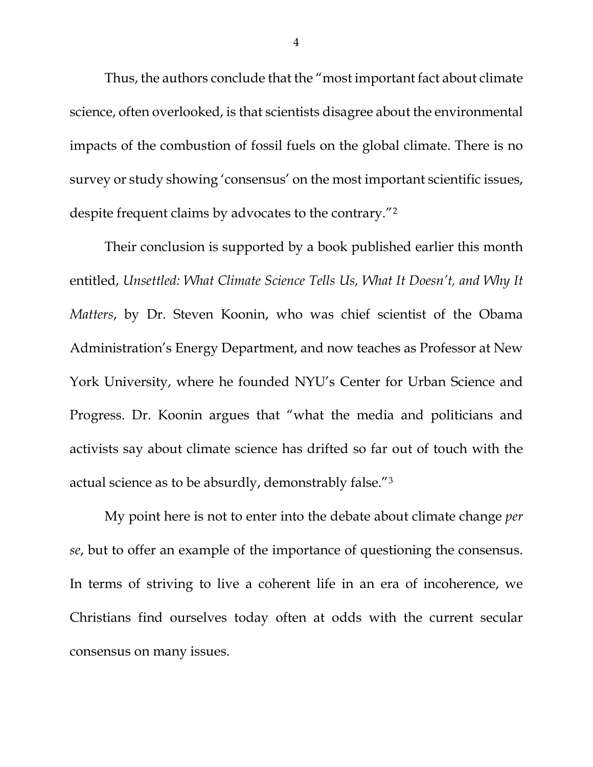Thus, the authors conclude that the "most important fact about climate science, often overlooked, is that scientists disagree about the environmental impacts of the combustion of fossil fuels on the global climate. There is no survey or study showing 'consensus' on the most important scientific issues, despite frequent claims by advocates to the contrary."[2]

Their conclusion is supported by a book published earlier this month entitled, *Unsettled: What Climate Science Tells Us, What It Doesn't, and Why It Matters*, by Dr. Steven Koonin, who was chief scientist of the Obama Administration's Energy Department, and now teaches as Professor at New York University, where he founded NYU's Center for Urban Science and Progress. Dr. Koonin argues that "what the media and politicians and activists say about climate science has drifted so far out of touch with the actual science as to be absurdly, demonstrably false."[3]

My point here is not to enter into the debate about climate change *per se*, but to offer an example of the importance of questioning the consensus. In terms of striving to live a coherent life in an era of incoherence, we Christians find ourselves today often at odds with the current secular consensus on many issues.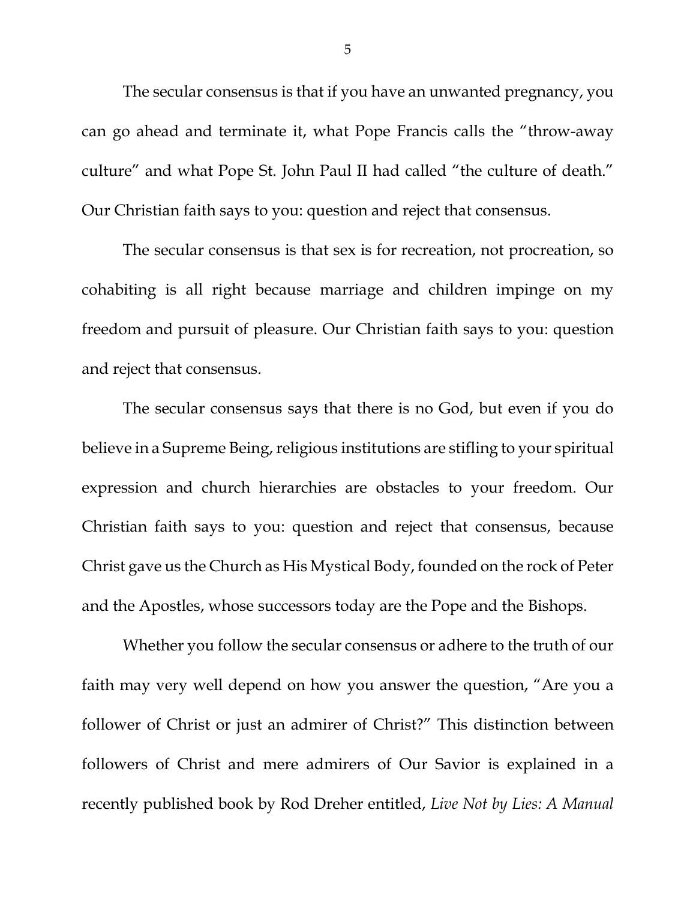The secular consensus is that if you have an unwanted pregnancy, you can go ahead and terminate it, what Pope Francis calls the "throw-away culture" and what Pope St. John Paul II had called "the culture of death." Our Christian faith says to you: question and reject that consensus.

The secular consensus is that sex is for recreation, not procreation, so cohabiting is all right because marriage and children impinge on my freedom and pursuit of pleasure. Our Christian faith says to you: question and reject that consensus.

The secular consensus says that there is no God, but even if you do believe in a Supreme Being, religious institutions are stifling to your spiritual expression and church hierarchies are obstacles to your freedom. Our Christian faith says to you: question and reject that consensus, because Christ gave us the Church as His Mystical Body, founded on the rock of Peter and the Apostles, whose successors today are the Pope and the Bishops.

Whether you follow the secular consensus or adhere to the truth of our faith may very well depend on how you answer the question, "Are you a follower of Christ or just an admirer of Christ?" This distinction between followers of Christ and mere admirers of Our Savior is explained in a recently published book by Rod Dreher entitled, *Live Not by Lies: A Manual*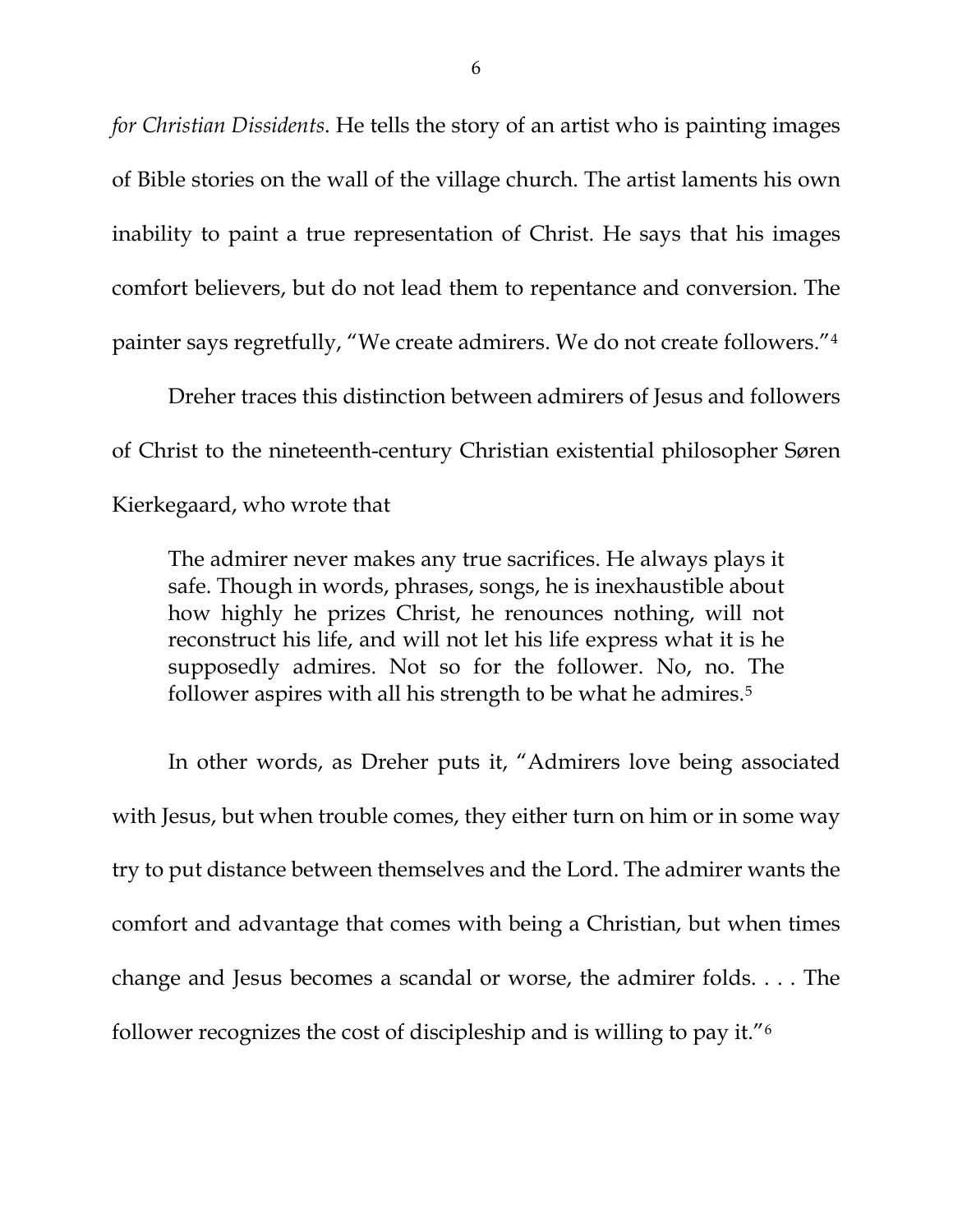*for Christian Dissidents*. He tells the story of an artist who is painting images of Bible stories on the wall of the village church. The artist laments his own inability to paint a true representation of Christ. He says that his images comfort believers, but do not lead them to repentance and conversion. The painter says regretfully, "We create admirers. We do not create followers."[4]

Dreher traces this distinction between admirers of Jesus and followers of Christ to the nineteenth-century Christian existential philosopher Søren Kierkegaard, who wrote that

> The admirer never makes any true sacrifices. He always plays it safe. Though in words, phrases, songs, he is inexhaustible about how highly he prizes Christ, he renounces nothing, will not reconstruct his life, and will not let his life express what it is he supposedly admires. Not so for the follower. No, no. The follower aspires with all his strength to be what he admires.[5]

In other words, as Dreher puts it, "Admirers love being associated with Jesus, but when trouble comes, they either turn on him or in some way try to put distance between themselves and the Lord. The admirer wants the comfort and advantage that comes with being a Christian, but when times change and Jesus becomes a scandal or worse, the admirer folds. . . . The follower recognizes the cost of discipleship and is willing to pay it."[6]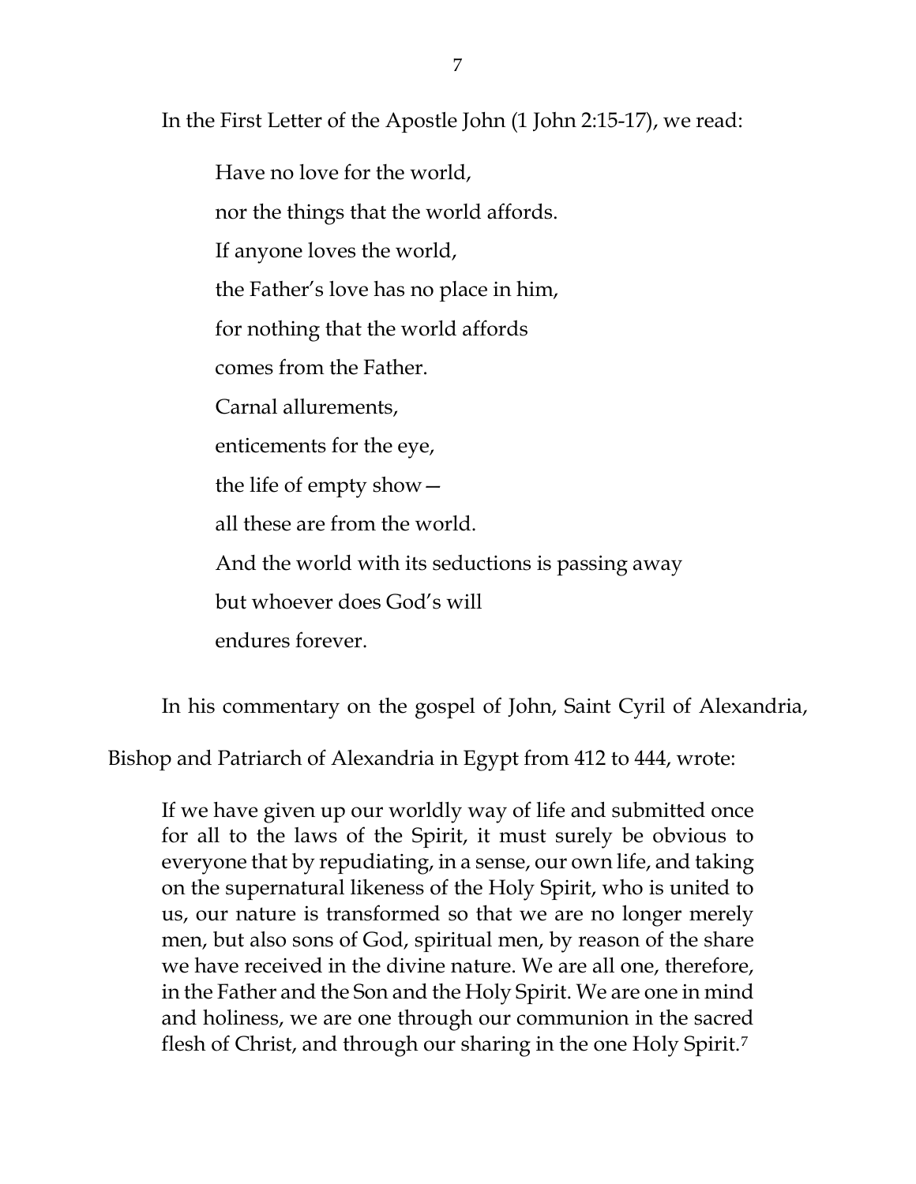In the First Letter of the Apostle John (1 John 2:15-17), we read:

> Have no love for the world,
> nor the things that the world affords.
> If anyone loves the world,
> the Father's love has no place in him,
> for nothing that the world affords
> comes from the Father.
> Carnal allurements,
> enticements for the eye,
> the life of empty show—
> all these are from the world.
> And the world with its seductions is passing away
> but whoever does God's will
> endures forever.

In his commentary on the gospel of John, Saint Cyril of Alexandria, Bishop and Patriarch of Alexandria in Egypt from 412 to 444, wrote:

> If we have given up our worldly way of life and submitted once for all to the laws of the Spirit, it must surely be obvious to everyone that by repudiating, in a sense, our own life, and taking on the supernatural likeness of the Holy Spirit, who is united to us, our nature is transformed so that we are no longer merely men, but also sons of God, spiritual men, by reason of the share we have received in the divine nature. We are all one, therefore, in the Father and the Son and the Holy Spirit. We are one in mind and holiness, we are one through our communion in the sacred flesh of Christ, and through our sharing in the one Holy Spirit.[7]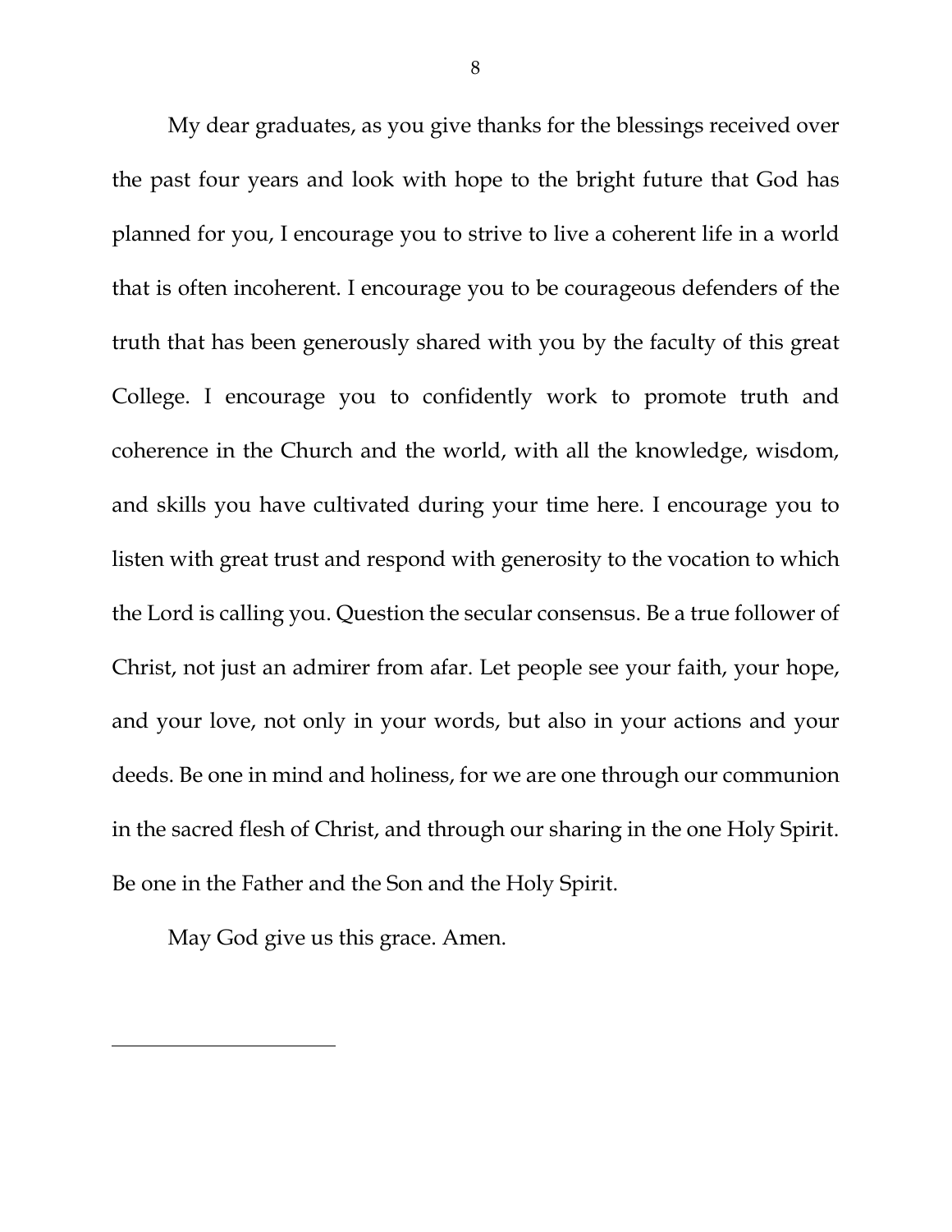My dear graduates, as you give thanks for the blessings received over the past four years and look with hope to the bright future that God has planned for you, I encourage you to strive to live a coherent life in a world that is often incoherent. I encourage you to be courageous defenders of the truth that has been generously shared with you by the faculty of this great College. I encourage you to confidently work to promote truth and coherence in the Church and the world, with all the knowledge, wisdom, and skills you have cultivated during your time here. I encourage you to listen with great trust and respond with generosity to the vocation to which the Lord is calling you. Question the secular consensus. Be a true follower of Christ, not just an admirer from afar. Let people see your faith, your hope, and your love, not only in your words, but also in your actions and your deeds. Be one in mind and holiness, for we are one through our communion in the sacred flesh of Christ, and through our sharing in the one Holy Spirit. Be one in the Father and the Son and the Holy Spirit.

May God give us this grace. Amen.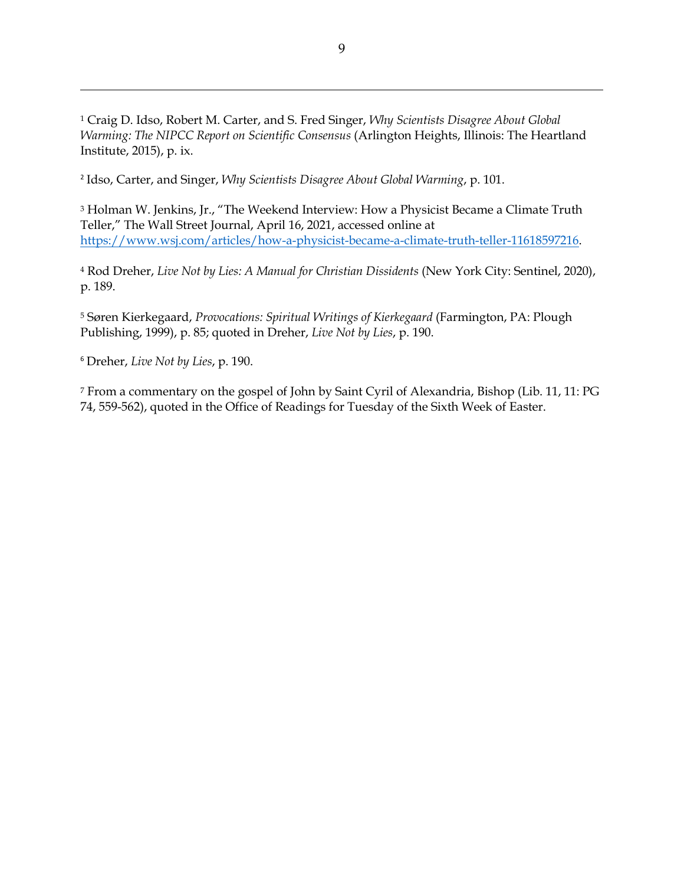[1] Craig D. Idso, Robert M. Carter, and S. Fred Singer, *Why Scientists Disagree About Global Warming: The NIPCC Report on Scientific Consensus* (Arlington Heights, Illinois: The Heartland Institute, 2015), p. ix.

[2] Idso, Carter, and Singer, *Why Scientists Disagree About Global Warming*, p. 101.

[3] Holman W. Jenkins, Jr., "The Weekend Interview: How a Physicist Became a Climate Truth Teller," The Wall Street Journal, April 16, 2021, accessed online at [https://www.wsj.com/articles/how-a-physicist-became-a-climate-truth-teller-11618597216](https://www.wsj.com/articles/how-a-physicist-became-a-climate-truth-teller-11618597216).

[4] Rod Dreher, *Live Not by Lies: A Manual for Christian Dissidents* (New York City: Sentinel, 2020), p. 189.

[5] Søren Kierkegaard, *Provocations: Spiritual Writings of Kierkegaard* (Farmington, PA: Plough Publishing, 1999), p. 85; quoted in Dreher, *Live Not by Lies*, p. 190.

[6] Dreher, *Live Not by Lies*, p. 190.

[7] From a commentary on the gospel of John by Saint Cyril of Alexandria, Bishop (Lib. 11, 11: PG 74, 559-562), quoted in the Office of Readings for Tuesday of the Sixth Week of Easter.